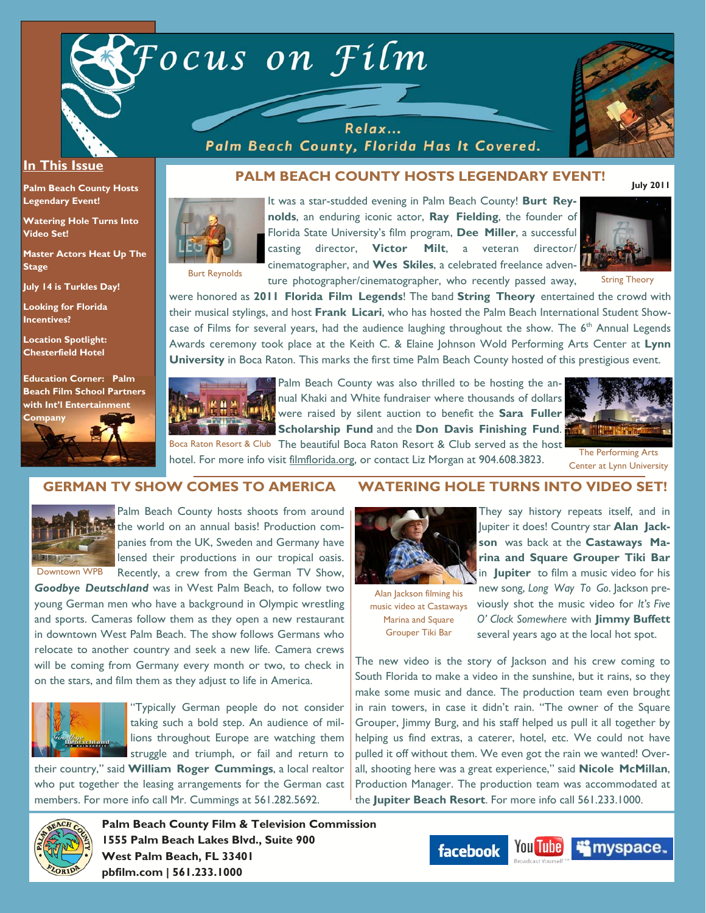# Focus on Film

Relax...
Palm Beach County, Florida Has It Covered.

## In This Issue

**Palm Beach County Hosts Legendary Event!**

**Watering Hole Turns Into Video Set!**

**Master Actors Heat Up The Stage**

**July 14 is Turkles Day!**

**Looking for Florida Incentives?**

**Location Spotlight: Chesterfield Hotel**

**Education Corner: Palm Beach Film School Partners with Int'l Entertainment Company**

**July 2011**

## PALM BEACH COUNTY HOSTS LEGENDARY EVENT!

Burt Reynolds

String Theory

It was a star-studded evening in Palm Beach County! **Burt Reynolds**, an enduring iconic actor, **Ray Fielding**, the founder of Florida State University's film program, **Dee Miller**, a successful casting director, **Victor Milt**, a veteran director/cinematographer, and **Wes Skiles**, a celebrated freelance adventure photographer/cinematographer, who recently passed away, were honored as **2011 Florida Film Legends**! The band **String Theory** entertained the crowd with their musical stylings, and host **Frank Licari**, who has hosted the Palm Beach International Student Showcase of Films for several years, had the audience laughing throughout the show. The 6th Annual Legends Awards ceremony took place at the Keith C. & Elaine Johnson Wold Performing Arts Center at **Lynn University** in Boca Raton. This marks the first time Palm Beach County hosted of this prestigious event.

Boca Raton Resort & Club

The Performing Arts Center at Lynn University

Palm Beach County was also thrilled to be hosting the annual Khaki and White fundraiser where thousands of dollars were raised by silent auction to benefit the **Sara Fuller Scholarship Fund** and the **Don Davis Finishing Fund**. The beautiful Boca Raton Resort & Club served as the host hotel. For more info visit filmflorida.org, or contact Liz Morgan at 904.608.3823.

## GERMAN TV SHOW COMES TO AMERICA

Downtown WPB

Palm Beach County hosts shoots from around the world on an annual basis! Production companies from the UK, Sweden and Germany have lensed their productions in our tropical oasis. Recently, a crew from the German TV Show, ***Goodbye Deutschland*** was in West Palm Beach, to follow two young German men who have a background in Olympic wrestling and sports. Cameras follow them as they open a new restaurant in downtown West Palm Beach. The show follows Germans who relocate to another country and seek a new life. Camera crews will be coming from Germany every month or two, to check in on the stars, and film them as they adjust to life in America.

"Typically German people do not consider taking such a bold step. An audience of millions throughout Europe are watching them struggle and triumph, or fail and return to their country," said **William Roger Cummings**, a local realtor who put together the leasing arrangements for the German cast members. For more info call Mr. Cummings at 561.282.5692.

## WATERING HOLE TURNS INTO VIDEO SET!

Alan Jackson filming his music video at Castaways Marina and Square Grouper Tiki Bar

They say history repeats itself, and in Jupiter it does! Country star **Alan Jackson** was back at the **Castaways Marina and Square Grouper Tiki Bar** in **Jupiter** to film a music video for his new song, *Long Way To Go*. Jackson previously shot the music video for *It's Five O' Clock Somewhere* with **Jimmy Buffett** several years ago at the local hot spot.

The new video is the story of Jackson and his crew coming to South Florida to make a video in the sunshine, but it rains, so they make some music and dance. The production team even brought in rain towers, in case it didn't rain. "The owner of the Square Grouper, Jimmy Burg, and his staff helped us pull it all together by helping us find extras, a caterer, hotel, etc. We could not have pulled it off without them. We even got the rain we wanted! Overall, shooting here was a great experience," said **Nicole McMillan**, Production Manager. The production team was accommodated at the **Jupiter Beach Resort**. For more info call 561.233.1000.

**Palm Beach County Film & Television Commission**
**1555 Palm Beach Lakes Blvd., Suite 900**
**West Palm Beach, FL 33401**
**pbfilm.com | 561.233.1000**

facebook YouTube myspace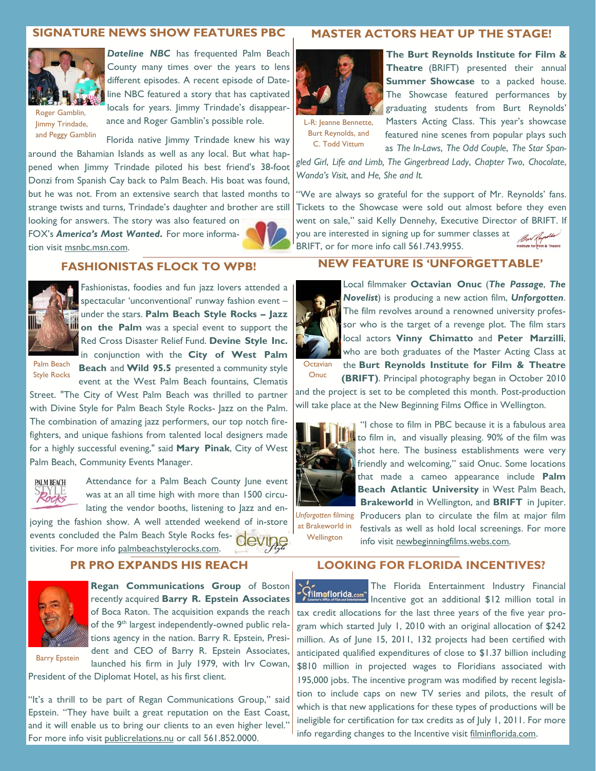## SIGNATURE NEWS SHOW FEATURES PBC

Roger Gamblin, Jimmy Trindade, and Peggy Gamblin

***Dateline NBC*** has frequented Palm Beach County many times over the years to lens different episodes. A recent episode of Dateline NBC featured a story that has captivated locals for years. Jimmy Trindade's disappearance and Roger Gamblin's possible role.

Florida native Jimmy Trindade knew his way around the Bahamian Islands as well as any local. But what happened when Jimmy Trindade piloted his best friend's 38-foot Donzi from Spanish Cay back to Palm Beach. His boat was found, but he was not. From an extensive search that lasted months to strange twists and turns, Trindade's daughter and brother are still looking for answers. The story was also featured on FOX's ***America's Most Wanted***. For more information visit msnbc.msn.com.

## MASTER ACTORS HEAT UP THE STAGE!

L-R: Jeanne Bennette, Burt Reynolds, and C. Todd Vittum

**The Burt Reynolds Institute for Film & Theatre** (BRIFT) presented their annual **Summer Showcase** to a packed house. The Showcase featured performances by graduating students from Burt Reynolds' Masters Acting Class. This year's showcase featured nine scenes from popular plays such as *The In-Laws*, *The Odd Couple*, *The Star Spangled Girl*, *Life and Limb*, *The Gingerbread Lady*, *Chapter Two*, *Chocolate*, *Wanda's Visit*, and *He, She and It.*

"We are always so grateful for the support of Mr. Reynolds' fans. Tickets to the Showcase were sold out almost before they even went on sale," said Kelly Dennehy, Executive Director of BRIFT. If you are interested in signing up for summer classes at BRIFT, or for more info call 561.743.9955.

## FASHIONISTAS FLOCK TO WPB!

Palm Beach Style Rocks

Fashionistas, foodies and fun jazz lovers attended a spectacular 'unconventional' runway fashion event – under the stars. **Palm Beach Style Rocks – Jazz on the Palm** was a special event to support the Red Cross Disaster Relief Fund. **Devine Style Inc.** in conjunction with the **City of West Palm Beach** and **Wild 95.5** presented a community style event at the West Palm Beach fountains, Clematis Street. "The City of West Palm Beach was thrilled to partner with Divine Style for Palm Beach Style Rocks- Jazz on the Palm. The combination of amazing jazz performers, our top notch firefighters, and unique fashions from talented local designers made for a highly successful evening," said **Mary Pinak**, City of West Palm Beach, Community Events Manager.

Attendance for a Palm Beach County June event was at an all time high with more than 1500 circulating the vendor booths, listening to Jazz and enjoying the fashion show. A well attended weekend of in-store events concluded the Palm Beach Style Rocks festivities. For more info palmbeachstylerocks.com.

## NEW FEATURE IS 'UNFORGETTABLE'

Octavian Onuc

Local filmmaker **Octavian Onuc** (***The Passage***, ***The Novelist***) is producing a new action film, ***Unforgotten***. The film revolves around a renowned university professor who is the target of a revenge plot. The film stars local actors **Vinny Chimatto** and **Peter Marzilli**, who are both graduates of the Master Acting Class at the **Burt Reynolds Institute for Film & Theatre (BRIFT)**. Principal photography began in October 2010 and the project is set to be completed this month. Post-production will take place at the New Beginning Films Office in Wellington.

*Unforgotten* filming at Brakeworld in Wellington

"I chose to film in PBC because it is a fabulous area to film in, and visually pleasing. 90% of the film was shot here. The business establishments were very friendly and welcoming," said Onuc. Some locations that made a cameo appearance include **Palm Beach Atlantic University** in West Palm Beach, **Brakeworld** in Wellington, and **BRIFT** in Jupiter. Producers plan to circulate the film at major film festivals as well as hold local screenings. For more info visit newbeginningfilms.webs.com.

## PR PRO EXPANDS HIS REACH

Barry Epstein

**Regan Communications Group** of Boston recently acquired **Barry R. Epstein Associates** of Boca Raton. The acquisition expands the reach of the 9th largest independently-owned public relations agency in the nation. Barry R. Epstein, President and CEO of Barry R. Epstein Associates, launched his firm in July 1979, with Irv Cowan, President of the Diplomat Hotel, as his first client.

"It's a thrill to be part of Regan Communications Group," said Epstein. "They have built a great reputation on the East Coast, and it will enable us to bring our clients to an even higher level." For more info visit publicrelations.nu or call 561.852.0000.

## LOOKING FOR FLORIDA INCENTIVES?

The Florida Entertainment Industry Financial Incentive got an additional $12 million total in tax credit allocations for the last three years of the five year program which started July 1, 2010 with an original allocation of $242 million. As of June 15, 2011, 132 projects had been certified with anticipated qualified expenditures of close to $1.37 billion including $810 million in projected wages to Floridians associated with 195,000 jobs. The incentive program was modified by recent legislation to include caps on new TV series and pilots, the result of which is that new applications for these types of productions will be ineligible for certification for tax credits as of July 1, 2011. For more info regarding changes to the Incentive visit filminflorida.com.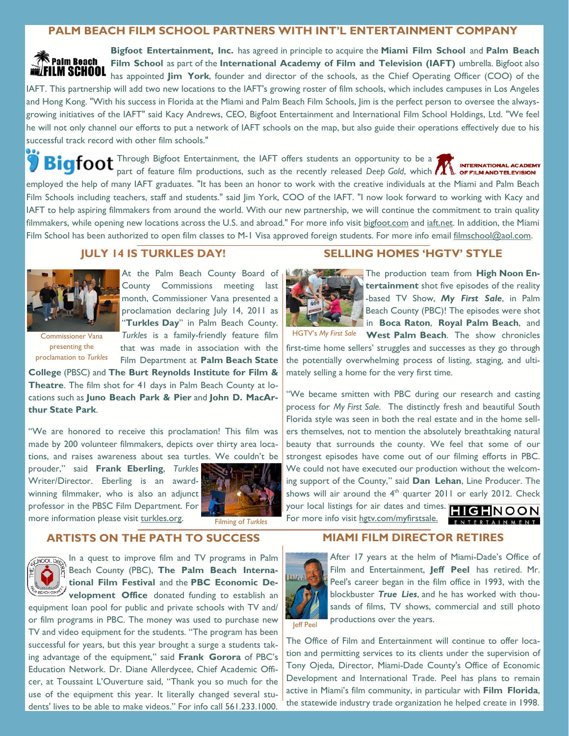## PALM BEACH FILM SCHOOL PARTNERS WITH INT'L ENTERTAINMENT COMPANY

**Bigfoot Entertainment, Inc.** has agreed in principle to acquire the **Miami Film School** and **Palm Beach Film School** as part of the **International Academy of Film and Television (IAFT)** umbrella. Bigfoot also has appointed **Jim York**, founder and director of the schools, as the Chief Operating Officer (COO) of the IAFT. This partnership will add two new locations to the IAFT's growing roster of film schools, which includes campuses in Los Angeles and Hong Kong. "With his success in Florida at the Miami and Palm Beach Film Schools, Jim is the perfect person to oversee the always-growing initiatives of the IAFT" said Kacy Andrews, CEO, Bigfoot Entertainment and International Film School Holdings, Ltd. "We feel he will not only channel our efforts to put a network of IAFT schools on the map, but also guide their operations effectively due to his successful track record with other film schools."

Through Bigfoot Entertainment, the IAFT offers students an opportunity to be a part of feature film productions, such as the recently released *Deep Gold*, which employed the help of many IAFT graduates. "It has been an honor to work with the creative individuals at the Miami and Palm Beach Film Schools including teachers, staff and students." said Jim York, COO of the IAFT. "I now look forward to working with Kacy and IAFT to help aspiring filmmakers from around the world. With our new partnership, we will continue the commitment to train quality filmmakers, while opening new locations across the U.S. and abroad." For more info visit bigfoot.com and iaft.net. In addition, the Miami Film School has been authorized to open film classes to M-1 Visa approved foreign students. For more info email filmschool@aol.com.

## JULY 14 IS TURKLES DAY!

Commissioner Vana presenting the proclamation to *Turkles*

At the Palm Beach County Board of County Commissions meeting last month, Commissioner Vana presented a proclamation declaring July 14, 2011 as "**Turkles Day**" in Palm Beach County. *Turkles* is a family-friendly feature film that was made in association with the Film Department at **Palm Beach State College** (PBSC) and **The Burt Reynolds Institute for Film & Theatre**. The film shot for 41 days in Palm Beach County at locations such as **Juno Beach Park & Pier** and **John D. MacArthur State Park**.

"We are honored to receive this proclamation! This film was made by 200 volunteer filmmakers, depicts over thirty area locations, and raises awareness about sea turtles. We couldn't be prouder," said **Frank Eberling**, *Turkles* Writer/Director. Eberling is an award-winning filmmaker, who is also an adjunct professor in the PBSC Film Department. For more information please visit turkles.org.

Filming of *Turkles*

## SELLING HOMES 'HGTV' STYLE

HGTV's *My First Sale*

The production team from **High Noon Entertainment** shot five episodes of the reality-based TV Show, ***My First Sale***, in Palm Beach County (PBC)! The episodes were shot in **Boca Raton**, **Royal Palm Beach**, and **West Palm Beach**. The show chronicles first-time home sellers' struggles and successes as they go through the potentially overwhelming process of listing, staging, and ultimately selling a home for the very first time.

"We became smitten with PBC during our research and casting process for *My First Sale*. The distinctly fresh and beautiful South Florida style was seen in both the real estate and in the home sellers themselves, not to mention the absolutely breathtaking natural beauty that surrounds the county. We feel that some of our strongest episodes have come out of our filming efforts in PBC. We could not have executed our production without the welcoming support of the County," said **Dan Lehan**, Line Producer. The shows will air around the 4th quarter 2011 or early 2012. Check your local listings for air dates and times. For more info visit hgtv.com/myfirstsale.

## ARTISTS ON THE PATH TO SUCCESS

In a quest to improve film and TV programs in Palm Beach County (PBC), **The Palm Beach International Film Festival** and the **PBC Economic Development Office** donated funding to establish an equipment loan pool for public and private schools with TV and/or film programs in PBC. The money was used to purchase new TV and video equipment for the students. "The program has been successful for years, but this year brought a surge a students taking advantage of the equipment," said **Frank Gorora** of PBC's Education Network. Dr. Diane Allerdycee, Chief Academic Officer, at Toussaint L'Ouverture said, "Thank you so much for the use of the equipment this year. It literally changed several students' lives to be able to make videos." For info call 561.233.1000.

## MIAMI FILM DIRECTOR RETIRES

Jeff Peel

After 17 years at the helm of Miami-Dade's Office of Film and Entertainment, **Jeff Peel** has retired. Mr. Peel's career began in the film office in 1993, with the blockbuster ***True Lies***, and he has worked with thousands of films, TV shows, commercial and still photo productions over the years.

The Office of Film and Entertainment will continue to offer location and permitting services to its clients under the supervision of Tony Ojeda, Director, Miami-Dade County's Office of Economic Development and International Trade. Peel has plans to remain active in Miami's film community, in particular with **Film Florida**, the statewide industry trade organization he helped create in 1998.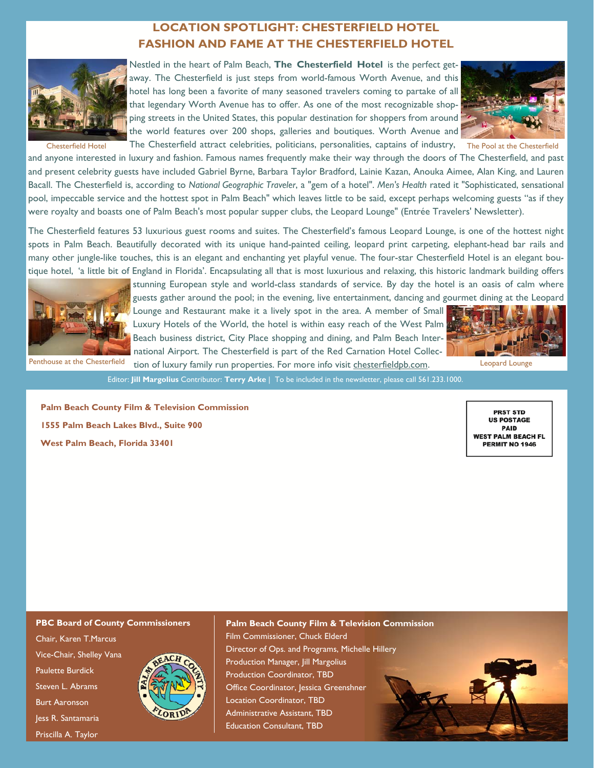## LOCATION SPOTLIGHT: CHESTERFIELD HOTEL
## FASHION AND FAME AT THE CHESTERFIELD HOTEL

Chesterfield Hotel

The Pool at the Chesterfield

Nestled in the heart of Palm Beach, **The Chesterfield Hotel** is the perfect getaway. The Chesterfield is just steps from world-famous Worth Avenue, and this hotel has long been a favorite of many seasoned travelers coming to partake of all that legendary Worth Avenue has to offer. As one of the most recognizable shopping streets in the United States, this popular destination for shoppers from around the world features over 200 shops, galleries and boutiques. Worth Avenue and The Chesterfield attract celebrities, politicians, personalities, captains of industry, and anyone interested in luxury and fashion. Famous names frequently make their way through the doors of The Chesterfield, and past and present celebrity guests have included Gabriel Byrne, Barbara Taylor Bradford, Lainie Kazan, Anouka Aimee, Alan King, and Lauren Bacall. The Chesterfield is, according to *National Geographic Traveler*, a "gem of a hotel". *Men's Health* rated it "Sophisticated, sensational pool, impeccable service and the hottest spot in Palm Beach" which leaves little to be said, except perhaps welcoming guests "as if they were royalty and boasts one of Palm Beach's most popular supper clubs, the Leopard Lounge" (Entrée Travelers' Newsletter).

The Chesterfield features 53 luxurious guest rooms and suites. The Chesterfield's famous Leopard Lounge, is one of the hottest night spots in Palm Beach. Beautifully decorated with its unique hand-painted ceiling, leopard print carpeting, elephant-head bar rails and many other jungle-like touches, this is an elegant and enchanting yet playful venue. The four-star Chesterfield Hotel is an elegant boutique hotel, 'a little bit of England in Florida'. Encapsulating all that is most luxurious and relaxing, this historic landmark building offers stunning European style and world-class standards of service. By day the hotel is an oasis of calm where guests gather around the pool; in the evening, live entertainment, dancing and gourmet dining at the Leopard Lounge and Restaurant make it a lively spot in the area. A member of Small Luxury Hotels of the World, the hotel is within easy reach of the West Palm Beach business district, City Place shopping and dining, and Palm Beach International Airport. The Chesterfield is part of the Red Carnation Hotel Collection of luxury family run properties. For more info visit chesterfieldpb.com.

Penthouse at the Chesterfield

Leopard Lounge

Editor: **Jill Margolius** Contributor: **Terry Arke** | To be included in the newsletter, please call 561.233.1000.

**Palm Beach County Film & Television Commission**
**1555 Palm Beach Lakes Blvd., Suite 900**
**West Palm Beach, Florida 33401**

PRST STD
US POSTAGE
PAID
WEST PALM BEACH FL
PERMIT NO 1946

**PBC Board of County Commissioners**

Chair, Karen T.Marcus
Vice-Chair, Shelley Vana
Paulette Burdick
Steven L. Abrams
Burt Aaronson
Jess R. Santamaria
Priscilla A. Taylor

**Palm Beach County Film & Television Commission**

Film Commissioner, Chuck Elderd
Director of Ops. and Programs, Michelle Hillery
Production Manager, Jill Margolius
Production Coordinator, TBD
Office Coordinator, Jessica Greenshner
Location Coordinator, TBD
Administrative Assistant, TBD
Education Consultant, TBD